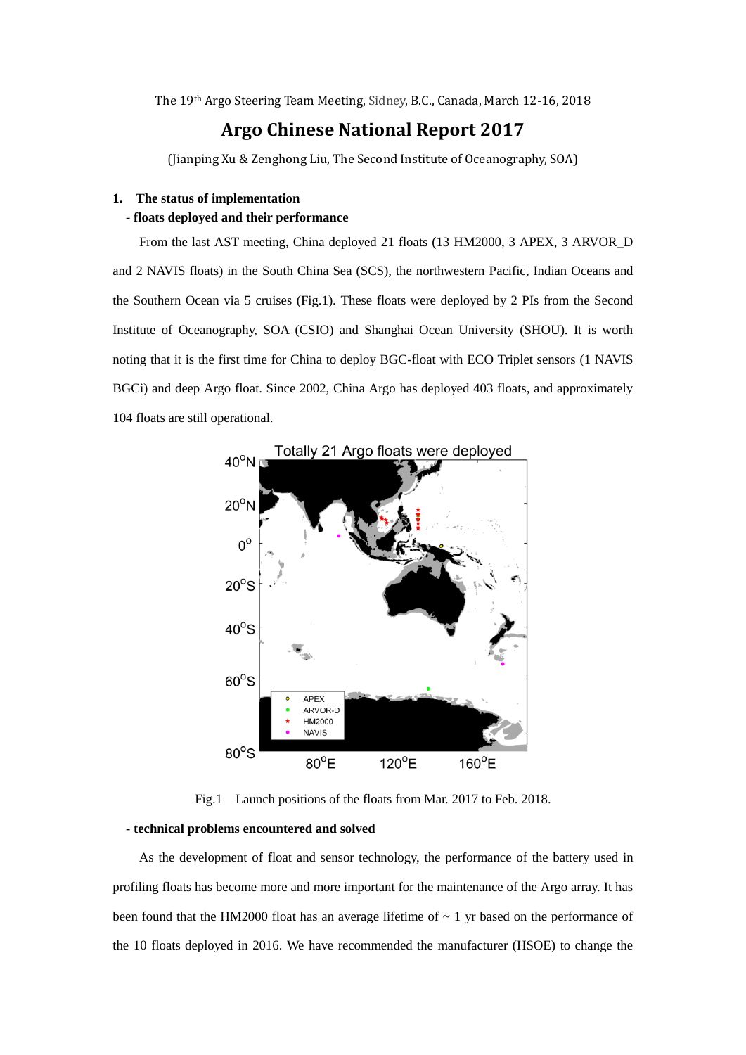The 19th Argo Steering Team Meeting, Sidney, B.C., Canada, March 12-16, 2018

# Argo Chinese National Report 2017

(Jianping Xu & Zenghong Liu, The Second Institute of Oceanography, SOA)

## 1. The status of implementation

### - floats deployed and their performance

From the last AST meeting, China deployed 21 floats (13 HM2000, 3 APEX, 3 ARVOR_D and 2 NAVIS floats) in the South China Sea (SCS), the northwestern Pacific, Indian Oceans and the Southern Ocean via 5 cruises (Fig.1). These floats were deployed by 2 PIs from the Second Institute of Oceanography, SOA (CSIO) and Shanghai Ocean University (SHOU). It is worth noting that it is the first time for China to deploy BGC-float with ECO Triplet sensors (1 NAVIS BGCi) and deep Argo float. Since 2002, China Argo has deployed 403 floats, and approximately 104 floats are still operational.

Fig.1 Launch positions of the floats from Mar. 2017 to Feb. 2018.

### - technical problems encountered and solved

As the development of float and sensor technology, the performance of the battery used in profiling floats has become more and more important for the maintenance of the Argo array. It has been found that the HM2000 float has an average lifetime of ~ 1 yr based on the performance of the 10 floats deployed in 2016. We have recommended the manufacturer (HSOE) to change the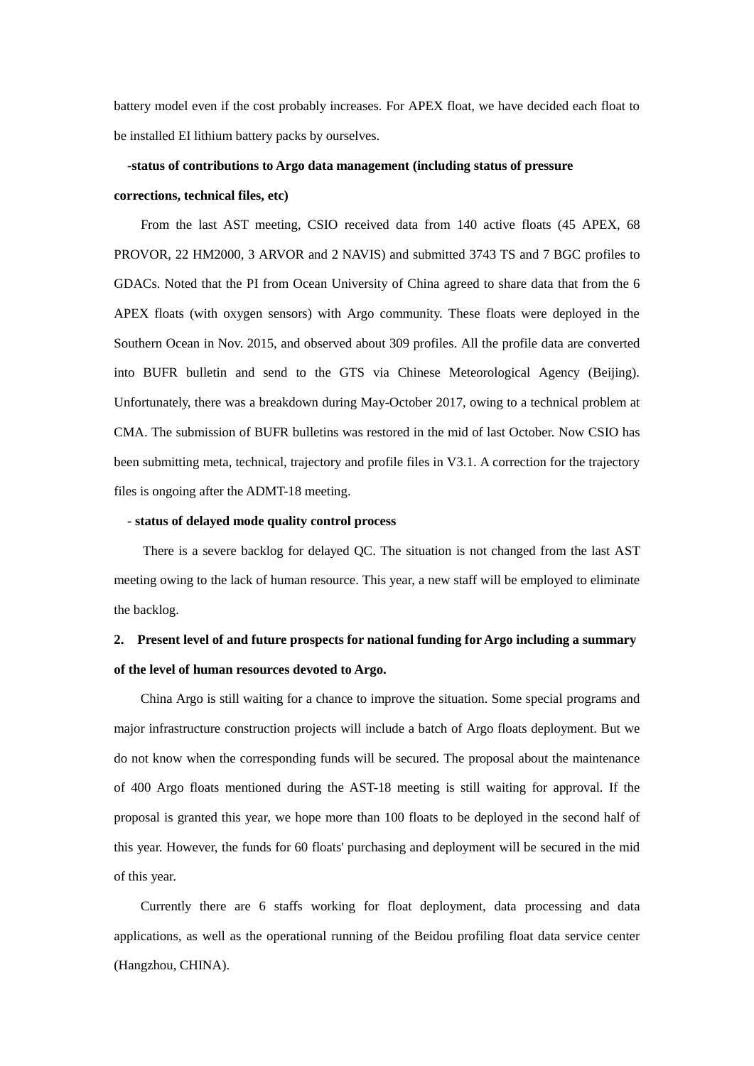battery model even if the cost probably increases. For APEX float, we have decided each float to be installed EI lithium battery packs by ourselves.

**-status of contributions to Argo data management (including status of pressure corrections, technical files, etc)**

From the last AST meeting, CSIO received data from 140 active floats (45 APEX, 68 PROVOR, 22 HM2000, 3 ARVOR and 2 NAVIS) and submitted 3743 TS and 7 BGC profiles to GDACs. Noted that the PI from Ocean University of China agreed to share data that from the 6 APEX floats (with oxygen sensors) with Argo community. These floats were deployed in the Southern Ocean in Nov. 2015, and observed about 309 profiles. All the profile data are converted into BUFR bulletin and send to the GTS via Chinese Meteorological Agency (Beijing). Unfortunately, there was a breakdown during May-October 2017, owing to a technical problem at CMA. The submission of BUFR bulletins was restored in the mid of last October. Now CSIO has been submitting meta, technical, trajectory and profile files in V3.1. A correction for the trajectory files is ongoing after the ADMT-18 meeting.

**- status of delayed mode quality control process**

There is a severe backlog for delayed QC. The situation is not changed from the last AST meeting owing to the lack of human resource. This year, a new staff will be employed to eliminate the backlog.

**2. Present level of and future prospects for national funding for Argo including a summary of the level of human resources devoted to Argo.**

China Argo is still waiting for a chance to improve the situation. Some special programs and major infrastructure construction projects will include a batch of Argo floats deployment. But we do not know when the corresponding funds will be secured. The proposal about the maintenance of 400 Argo floats mentioned during the AST-18 meeting is still waiting for approval. If the proposal is granted this year, we hope more than 100 floats to be deployed in the second half of this year. However, the funds for 60 floats' purchasing and deployment will be secured in the mid of this year.

Currently there are 6 staffs working for float deployment, data processing and data applications, as well as the operational running of the Beidou profiling float data service center (Hangzhou, CHINA).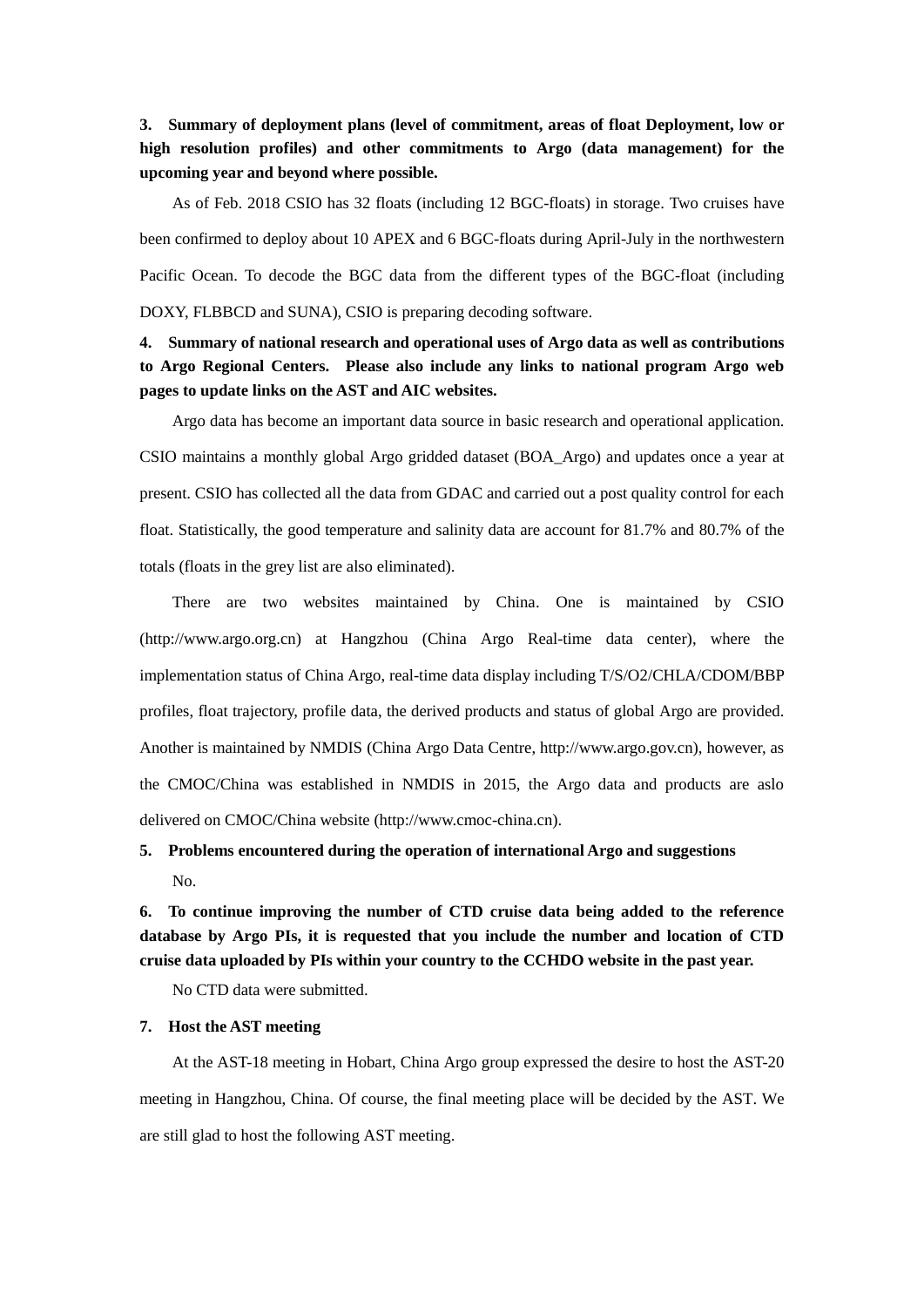**3. Summary of deployment plans (level of commitment, areas of float Deployment, low or high resolution profiles) and other commitments to Argo (data management) for the upcoming year and beyond where possible.**

As of Feb. 2018 CSIO has 32 floats (including 12 BGC-floats) in storage. Two cruises have been confirmed to deploy about 10 APEX and 6 BGC-floats during April-July in the northwestern Pacific Ocean. To decode the BGC data from the different types of the BGC-float (including DOXY, FLBBCD and SUNA), CSIO is preparing decoding software.

**4. Summary of national research and operational uses of Argo data as well as contributions to Argo Regional Centers. Please also include any links to national program Argo web pages to update links on the AST and AIC websites.**

Argo data has become an important data source in basic research and operational application. CSIO maintains a monthly global Argo gridded dataset (BOA_Argo) and updates once a year at present. CSIO has collected all the data from GDAC and carried out a post quality control for each float. Statistically, the good temperature and salinity data are account for 81.7% and 80.7% of the totals (floats in the grey list are also eliminated).

There are two websites maintained by China. One is maintained by CSIO (http://www.argo.org.cn) at Hangzhou (China Argo Real-time data center), where the implementation status of China Argo, real-time data display including T/S/O2/CHLA/CDOM/BBP profiles, float trajectory, profile data, the derived products and status of global Argo are provided. Another is maintained by NMDIS (China Argo Data Centre, http://www.argo.gov.cn), however, as the CMOC/China was established in NMDIS in 2015, the Argo data and products are aslo delivered on CMOC/China website (http://www.cmoc-china.cn).

**5. Problems encountered during the operation of international Argo and suggestions**

No.

**6. To continue improving the number of CTD cruise data being added to the reference database by Argo PIs, it is requested that you include the number and location of CTD cruise data uploaded by PIs within your country to the CCHDO website in the past year.**

No CTD data were submitted.

**7. Host the AST meeting**

At the AST-18 meeting in Hobart, China Argo group expressed the desire to host the AST-20 meeting in Hangzhou, China. Of course, the final meeting place will be decided by the AST. We are still glad to host the following AST meeting.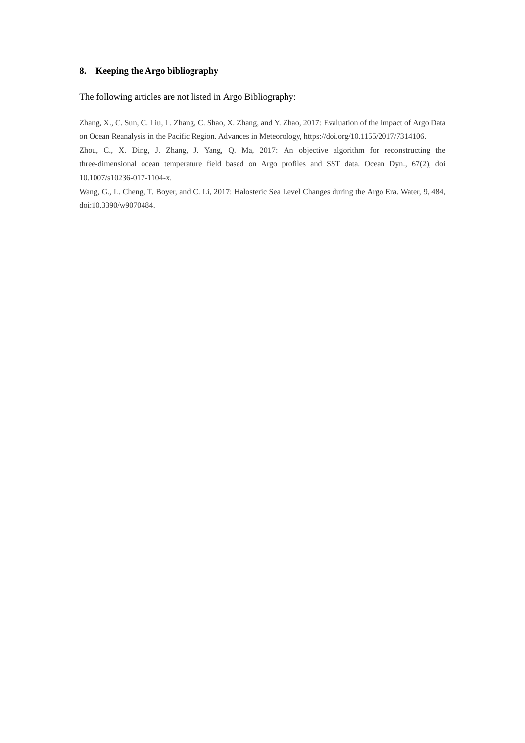## 8. Keeping the Argo bibliography

The following articles are not listed in Argo Bibliography:

Zhang, X., C. Sun, C. Liu, L. Zhang, C. Shao, X. Zhang, and Y. Zhao, 2017: Evaluation of the Impact of Argo Data on Ocean Reanalysis in the Pacific Region. Advances in Meteorology, https://doi.org/10.1155/2017/7314106.

Zhou, C., X. Ding, J. Zhang, J. Yang, Q. Ma, 2017: An objective algorithm for reconstructing the three-dimensional ocean temperature field based on Argo profiles and SST data. Ocean Dyn., 67(2), doi 10.1007/s10236-017-1104-x.

Wang, G., L. Cheng, T. Boyer, and C. Li, 2017: Halosteric Sea Level Changes during the Argo Era. Water, 9, 484, doi:10.3390/w9070484.